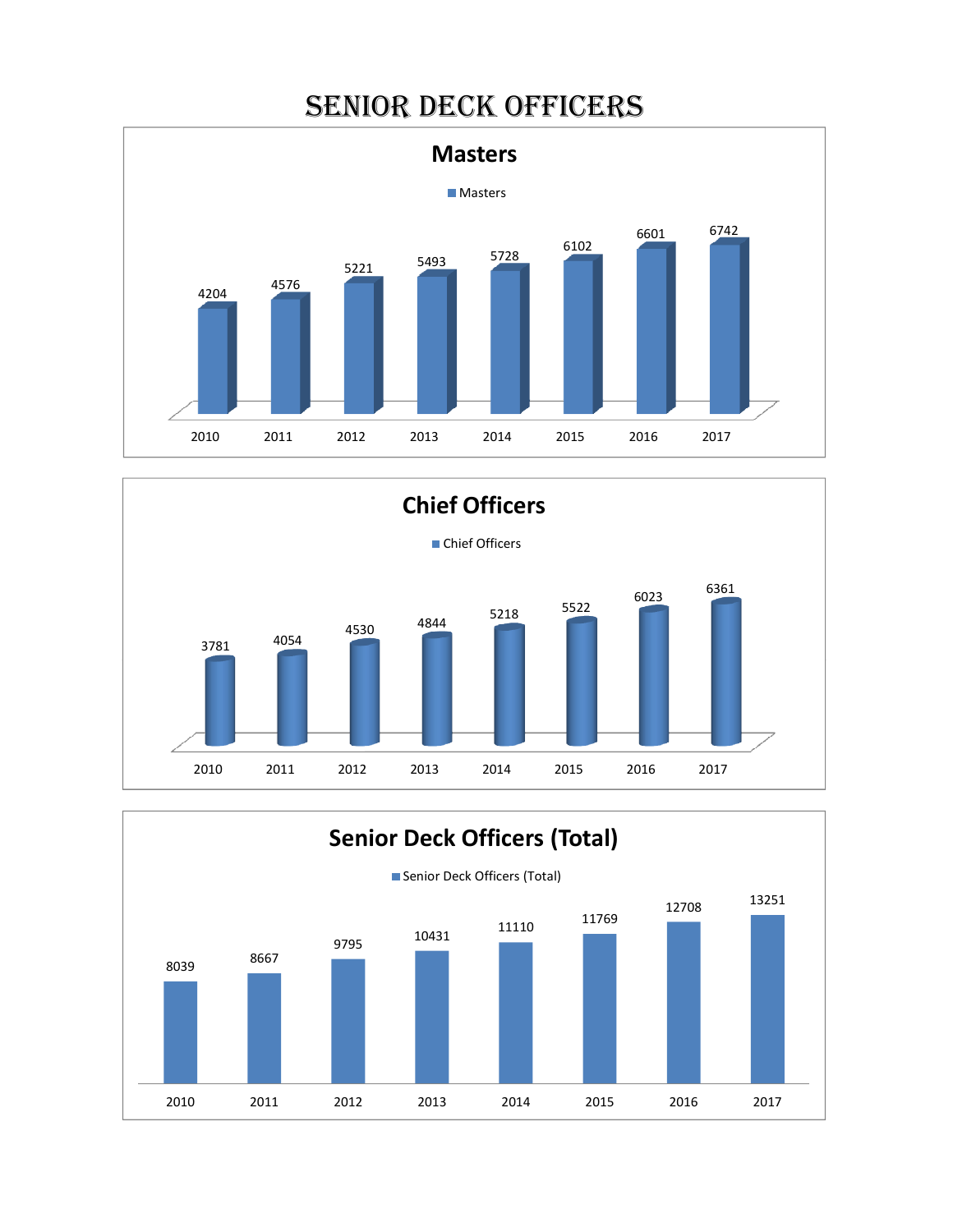# SENIOR DECK OFFICERS

## Masters

| Year | Masters |
|---|---|
| 2010 | 4204 |
| 2011 | 4576 |
| 2012 | 5221 |
| 2013 | 5493 |
| 2014 | 5728 |
| 2015 | 6102 |
| 2016 | 6601 |
| 2017 | 6742 |

## Chief Officers

| Year | Chief Officers |
|---|---|
| 2010 | 3781 |
| 2011 | 4054 |
| 2012 | 4530 |
| 2013 | 4844 |
| 2014 | 5218 |
| 2015 | 5522 |
| 2016 | 6023 |
| 2017 | 6361 |

## Senior Deck Officers (Total)

| Year | Senior Deck Officers (Total) |
|---|---|
| 2010 | 8039 |
| 2011 | 8667 |
| 2012 | 9795 |
| 2013 | 10431 |
| 2014 | 11110 |
| 2015 | 11769 |
| 2016 | 12708 |
| 2017 | 13251 |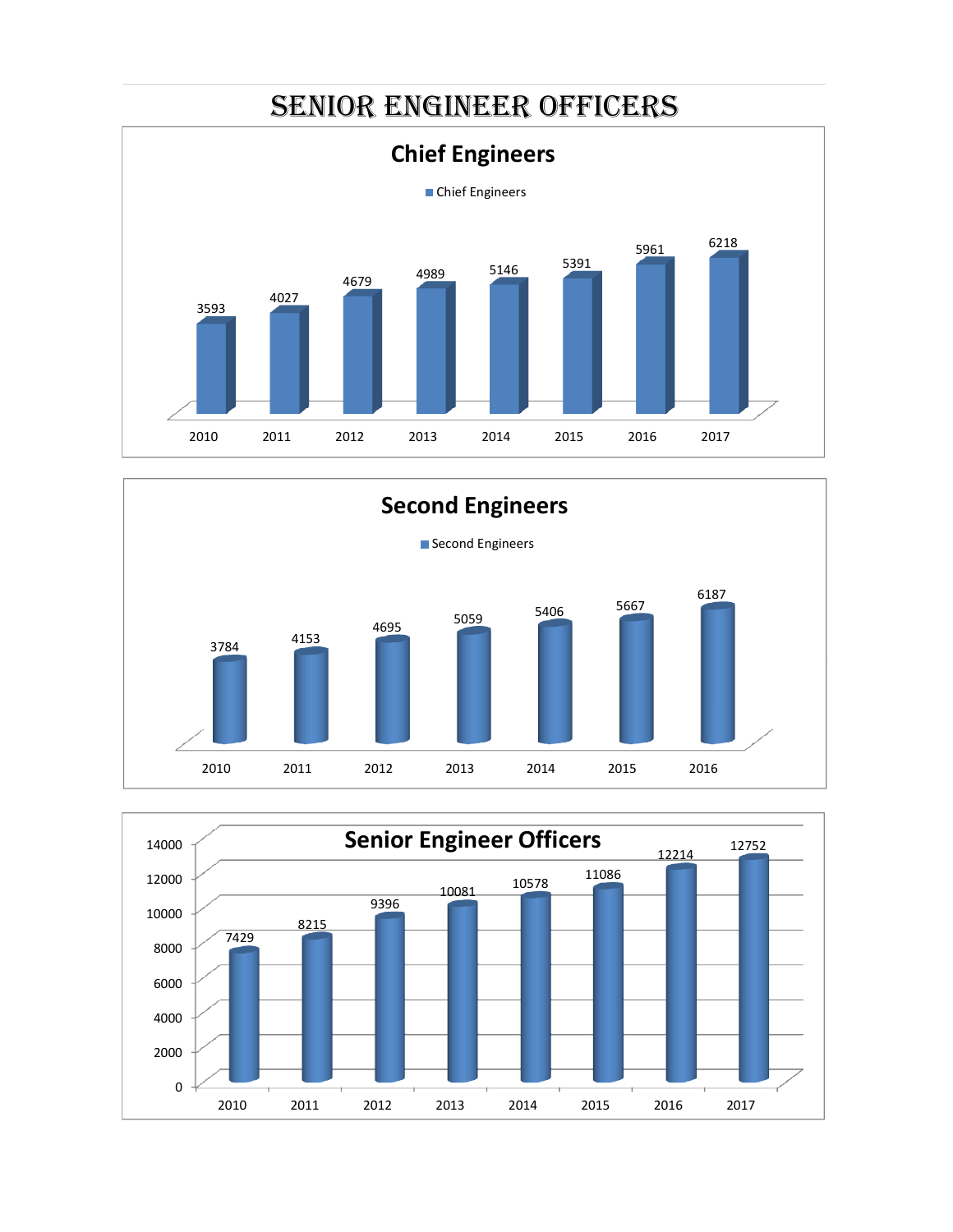# SENIOR ENGINEER OFFICERS

## Chief Engineers

| Year | Chief Engineers |
|---|---|
| 2010 | 3593 |
| 2011 | 4027 |
| 2012 | 4679 |
| 2013 | 4989 |
| 2014 | 5146 |
| 2015 | 5391 |
| 2016 | 5961 |
| 2017 | 6218 |

## Second Engineers

| Year | Second Engineers |
|---|---|
| 2010 | 3784 |
| 2011 | 4153 |
| 2012 | 4695 |
| 2013 | 5059 |
| 2014 | 5406 |
| 2015 | 5667 |
| 2016 | 6187 |

## Senior Engineer Officers

| Year | Senior Engineer Officers |
|---|---|
| 2010 | 7429 |
| 2011 | 8215 |
| 2012 | 9396 |
| 2013 | 10081 |
| 2014 | 10578 |
| 2015 | 11086 |
| 2016 | 12214 |
| 2017 | 12752 |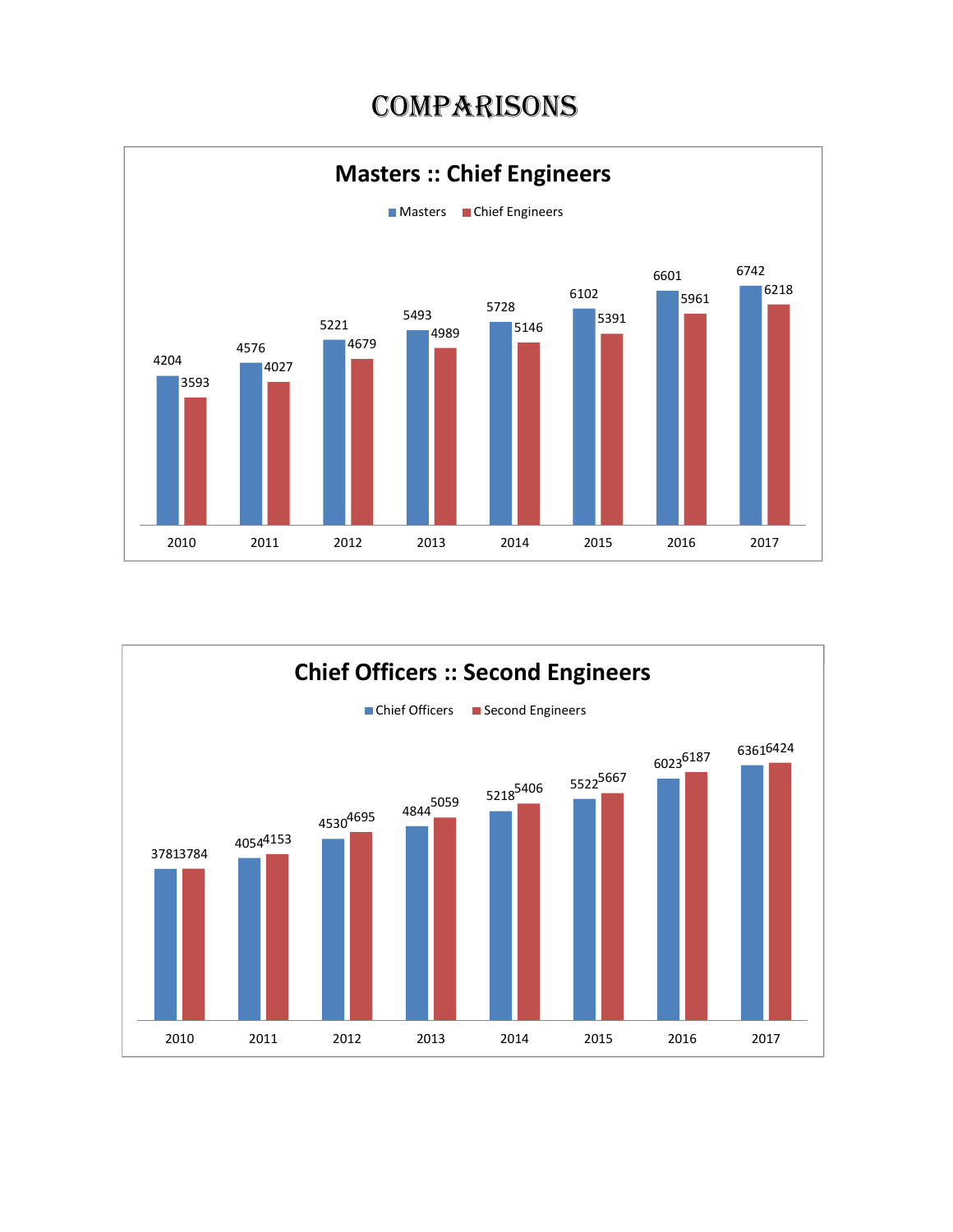# COMPARISONS

## Masters :: Chief Engineers

| Year | Masters | Chief Engineers |
|---|---|---|
| 2010 | 4204 | 3593 |
| 2011 | 4576 | 4027 |
| 2012 | 5221 | 4679 |
| 2013 | 5493 | 4989 |
| 2014 | 5728 | 5146 |
| 2015 | 6102 | 5391 |
| 2016 | 6601 | 5961 |
| 2017 | 6742 | 6218 |

## Chief Officers :: Second Engineers

| Year | Chief Officers | Second Engineers |
|---|---|---|
| 2010 | 3781 | 3784 |
| 2011 | 4054 | 4153 |
| 2012 | 4530 | 4695 |
| 2013 | 4844 | 5059 |
| 2014 | 5218 | 5406 |
| 2015 | 5522 | 5667 |
| 2016 | 6023 | 6187 |
| 2017 | 6361 | 6424 |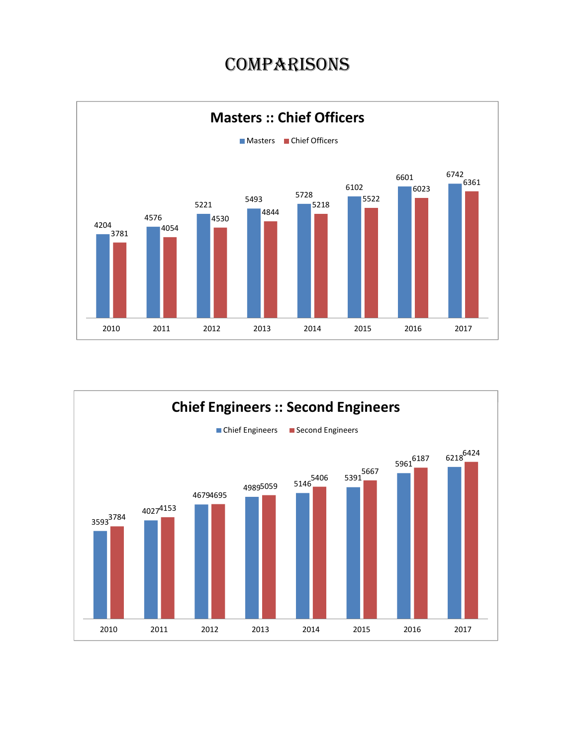# COMPARISONS

## Masters :: Chief Officers

| Year | Masters | Chief Officers |
|---|---|---|
| 2010 | 4204 | 3781 |
| 2011 | 4576 | 4054 |
| 2012 | 5221 | 4530 |
| 2013 | 5493 | 4844 |
| 2014 | 5728 | 5218 |
| 2015 | 6102 | 5522 |
| 2016 | 6601 | 6023 |
| 2017 | 6742 | 6361 |

## Chief Engineers :: Second Engineers

| Year | Chief Engineers | Second Engineers |
|---|---|---|
| 2010 | 3593 | 3784 |
| 2011 | 4027 | 4153 |
| 2012 | 4679 | 4695 |
| 2013 | 4989 | 5059 |
| 2014 | 5146 | 5406 |
| 2015 | 5391 | 5667 |
| 2016 | 5961 | 6187 |
| 2017 | 6218 | 6424 |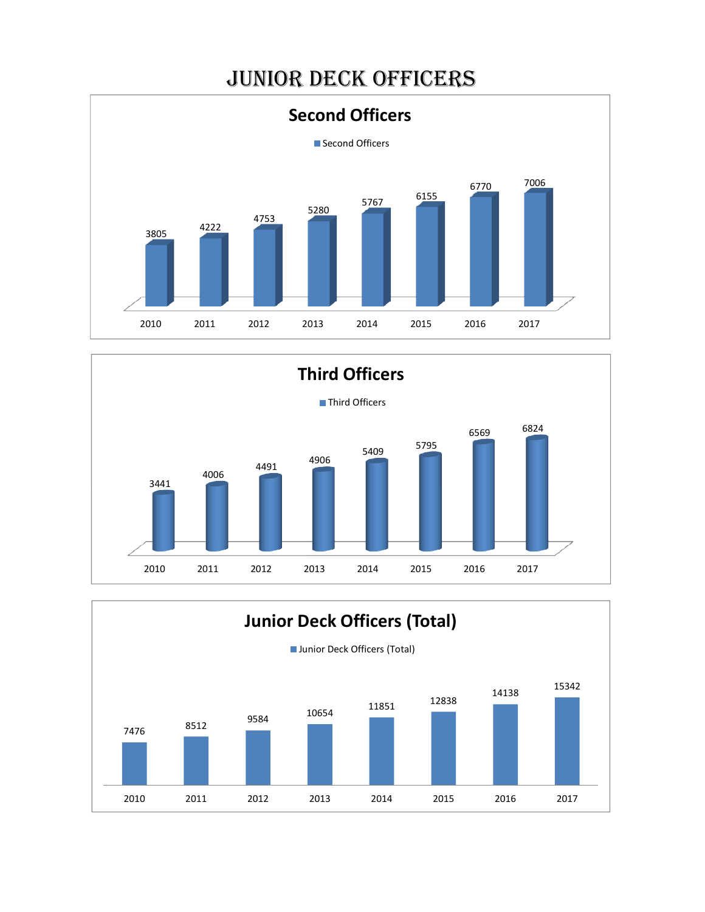# JUNIOR DECK OFFICERS

## Second Officers

| Year | Second Officers |
|---|---|
| 2010 | 3805 |
| 2011 | 4222 |
| 2012 | 4753 |
| 2013 | 5280 |
| 2014 | 5767 |
| 2015 | 6155 |
| 2016 | 6770 |
| 2017 | 7006 |

## Third Officers

| Year | Third Officers |
|---|---|
| 2010 | 3441 |
| 2011 | 4006 |
| 2012 | 4491 |
| 2013 | 4906 |
| 2014 | 5409 |
| 2015 | 5795 |
| 2016 | 6569 |
| 2017 | 6824 |

## Junior Deck Officers (Total)

| Year | Junior Deck Officers (Total) |
|---|---|
| 2010 | 7476 |
| 2011 | 8512 |
| 2012 | 9584 |
| 2013 | 10654 |
| 2014 | 11851 |
| 2015 | 12838 |
| 2016 | 14138 |
| 2017 | 15342 |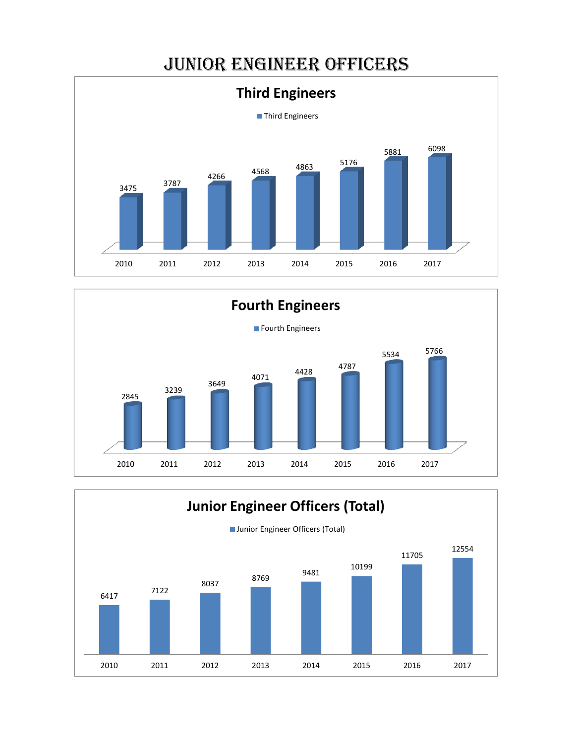# JUNIOR ENGINEER OFFICERS

## Third Engineers

| Year | Third Engineers |
|---|---|
| 2010 | 3475 |
| 2011 | 3787 |
| 2012 | 4266 |
| 2013 | 4568 |
| 2014 | 4863 |
| 2015 | 5176 |
| 2016 | 5881 |
| 2017 | 6098 |

## Fourth Engineers

| Year | Fourth Engineers |
|---|---|
| 2010 | 2845 |
| 2011 | 3239 |
| 2012 | 3649 |
| 2013 | 4071 |
| 2014 | 4428 |
| 2015 | 4787 |
| 2016 | 5534 |
| 2017 | 5766 |

## Junior Engineer Officers (Total)

| Year | Junior Engineer Officers (Total) |
|---|---|
| 2010 | 6417 |
| 2011 | 7122 |
| 2012 | 8037 |
| 2013 | 8769 |
| 2014 | 9481 |
| 2015 | 10199 |
| 2016 | 11705 |
| 2017 | 12554 |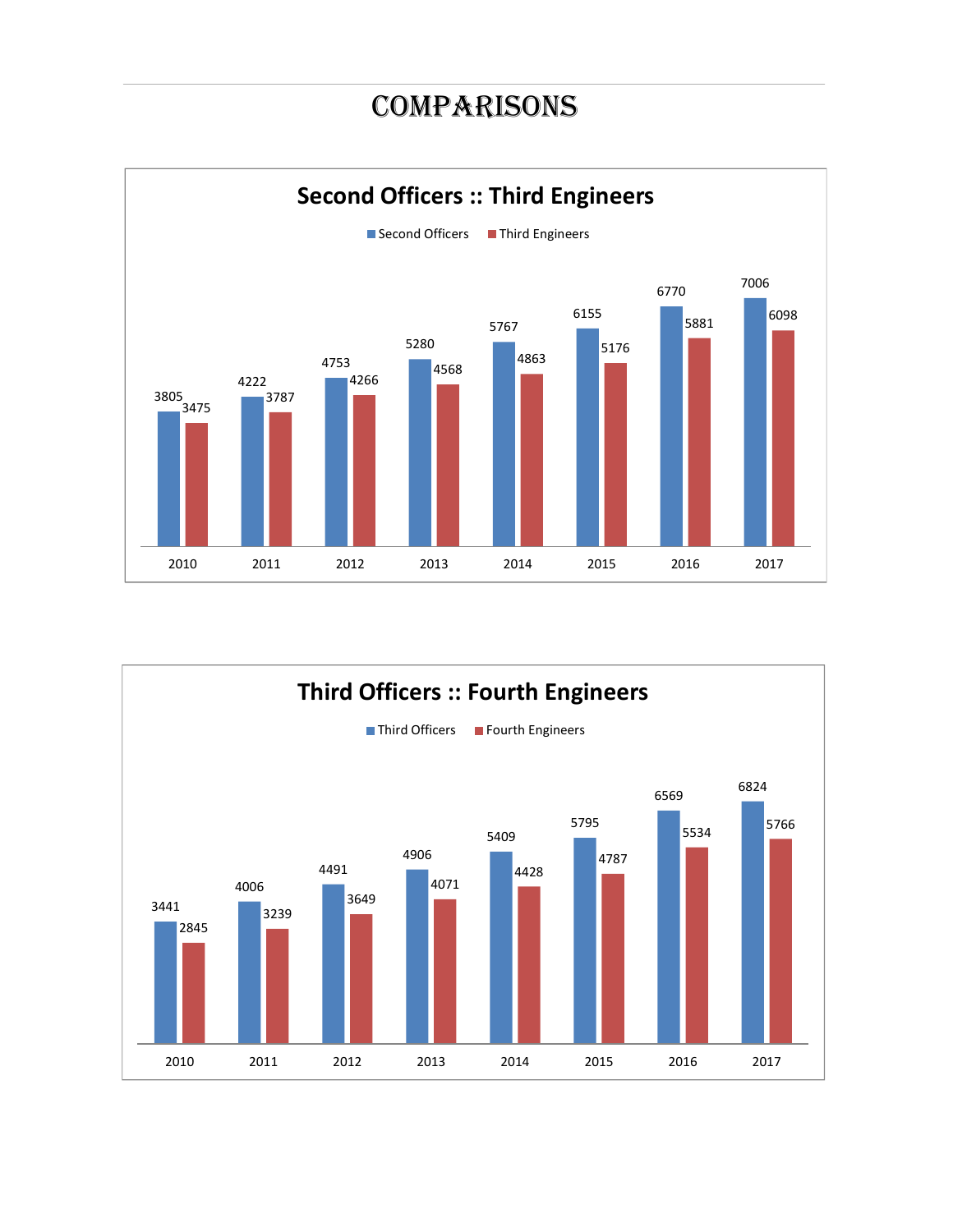# COMPARISONS

## Second Officers :: Third Engineers

| Year | Second Officers | Third Engineers |
|---|---|---|
| 2010 | 3805 | 3475 |
| 2011 | 4222 | 3787 |
| 2012 | 4753 | 4266 |
| 2013 | 5280 | 4568 |
| 2014 | 5767 | 4863 |
| 2015 | 6155 | 5176 |
| 2016 | 6770 | 5881 |
| 2017 | 7006 | 6098 |

## Third Officers :: Fourth Engineers

| Year | Third Officers | Fourth Engineers |
|---|---|---|
| 2010 | 3441 | 2845 |
| 2011 | 4006 | 3239 |
| 2012 | 4491 | 3649 |
| 2013 | 4906 | 4071 |
| 2014 | 5409 | 4428 |
| 2015 | 5795 | 4787 |
| 2016 | 6569 | 5534 |
| 2017 | 6824 | 5766 |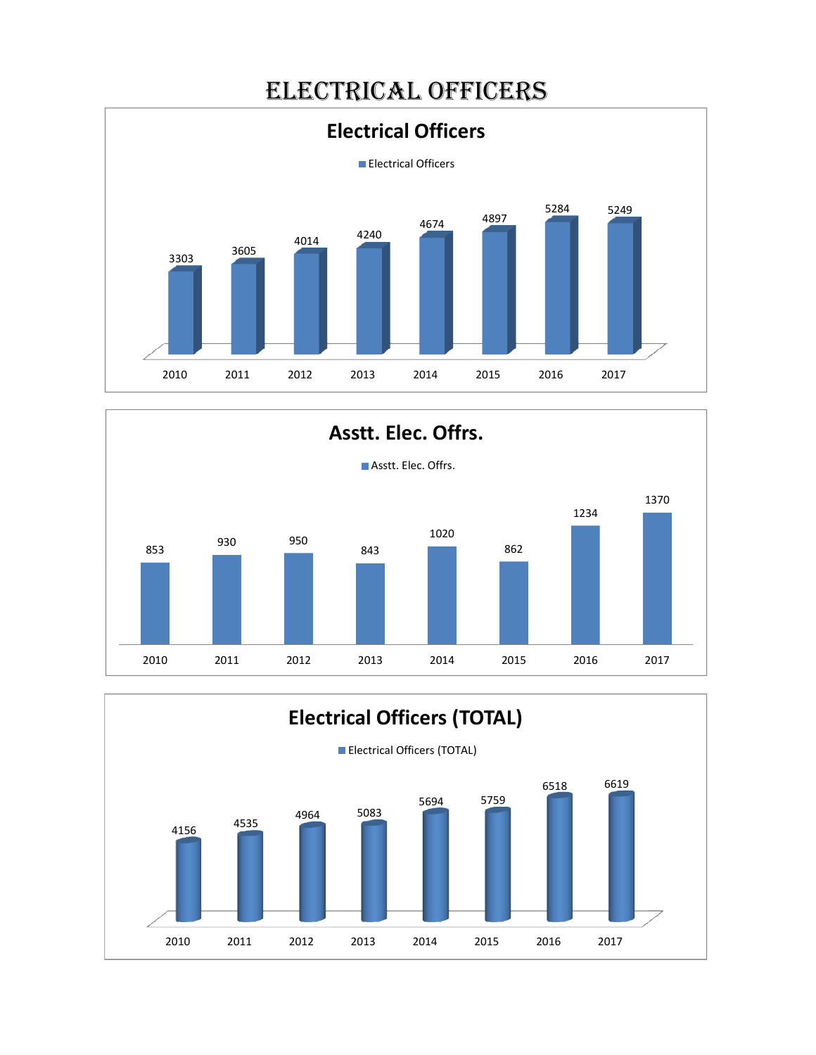# ELECTRICAL OFFICERS

## Electrical Officers

Electrical Officers

| Year | Electrical Officers |
|---|---|
| 2010 | 3303 |
| 2011 | 3605 |
| 2012 | 4014 |
| 2013 | 4240 |
| 2014 | 4674 |
| 2015 | 4897 |
| 2016 | 5284 |
| 2017 | 5249 |

## Asstt. Elec. Offrs.

Asstt. Elec. Offrs.

| Year | Asstt. Elec. Offrs. |
|---|---|
| 2010 | 853 |
| 2011 | 930 |
| 2012 | 950 |
| 2013 | 843 |
| 2014 | 1020 |
| 2015 | 862 |
| 2016 | 1234 |
| 2017 | 1370 |

## Electrical Officers (TOTAL)

Electrical Officers (TOTAL)

| Year | Electrical Officers (TOTAL) |
|---|---|
| 2010 | 4156 |
| 2011 | 4535 |
| 2012 | 4964 |
| 2013 | 5083 |
| 2014 | 5694 |
| 2015 | 5759 |
| 2016 | 6518 |
| 2017 | 6619 |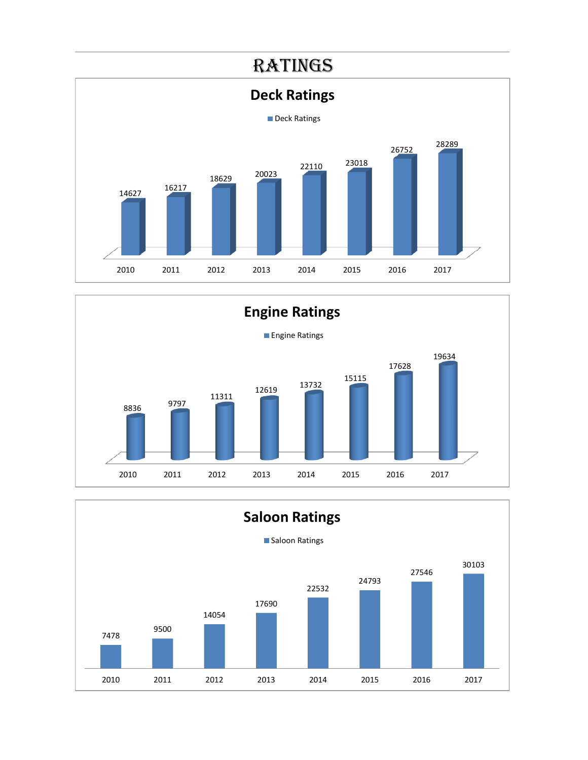# RATINGS

## Deck Ratings

| Year | Deck Ratings |
|---|---|
| 2010 | 14627 |
| 2011 | 16217 |
| 2012 | 18629 |
| 2013 | 20023 |
| 2014 | 22110 |
| 2015 | 23018 |
| 2016 | 26752 |
| 2017 | 28289 |

## Engine Ratings

| Year | Engine Ratings |
|---|---|
| 2010 | 8836 |
| 2011 | 9797 |
| 2012 | 11311 |
| 2013 | 12619 |
| 2014 | 13732 |
| 2015 | 15115 |
| 2016 | 17628 |
| 2017 | 19634 |

## Saloon Ratings

| Year | Saloon Ratings |
|---|---|
| 2010 | 7478 |
| 2011 | 9500 |
| 2012 | 14054 |
| 2013 | 17690 |
| 2014 | 22532 |
| 2015 | 24793 |
| 2016 | 27546 |
| 2017 | 30103 |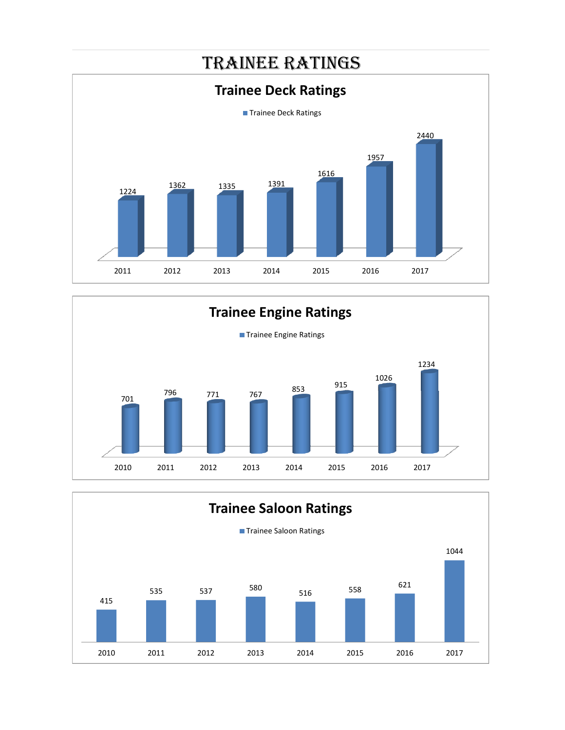# TRAINEE RATINGS

## Trainee Deck Ratings

| Year | Trainee Deck Ratings |
|---|---|
| 2011 | 1224 |
| 2012 | 1362 |
| 2013 | 1335 |
| 2014 | 1391 |
| 2015 | 1616 |
| 2016 | 1957 |
| 2017 | 2440 |

## Trainee Engine Ratings

| Year | Trainee Engine Ratings |
|---|---|
| 2010 | 701 |
| 2011 | 796 |
| 2012 | 771 |
| 2013 | 767 |
| 2014 | 853 |
| 2015 | 915 |
| 2016 | 1026 |
| 2017 | 1234 |

## Trainee Saloon Ratings

| Year | Trainee Saloon Ratings |
|---|---|
| 2010 | 415 |
| 2011 | 535 |
| 2012 | 537 |
| 2013 | 580 |
| 2014 | 516 |
| 2015 | 558 |
| 2016 | 621 |
| 2017 | 1044 |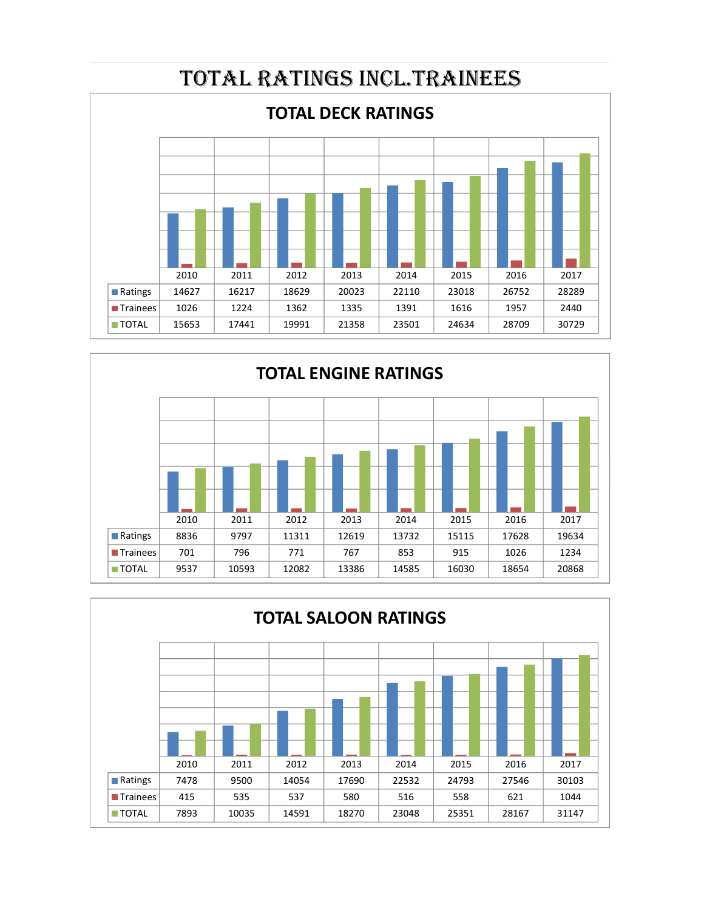# TOTAL RATINGS INCL.TRAINEES

## TOTAL DECK RATINGS

| | 2010 | 2011 | 2012 | 2013 | 2014 | 2015 | 2016 | 2017 |
|---|---|---|---|---|---|---|---|---|
| Ratings | 14627 | 16217 | 18629 | 20023 | 22110 | 23018 | 26752 | 28289 |
| Trainees | 1026 | 1224 | 1362 | 1335 | 1391 | 1616 | 1957 | 2440 |
| TOTAL | 15653 | 17441 | 19991 | 21358 | 23501 | 24634 | 28709 | 30729 |

## TOTAL ENGINE RATINGS

| | 2010 | 2011 | 2012 | 2013 | 2014 | 2015 | 2016 | 2017 |
|---|---|---|---|---|---|---|---|---|
| Ratings | 8836 | 9797 | 11311 | 12619 | 13732 | 15115 | 17628 | 19634 |
| Trainees | 701 | 796 | 771 | 767 | 853 | 915 | 1026 | 1234 |
| TOTAL | 9537 | 10593 | 12082 | 13386 | 14585 | 16030 | 18654 | 20868 |

## TOTAL SALOON RATINGS

| | 2010 | 2011 | 2012 | 2013 | 2014 | 2015 | 2016 | 2017 |
|---|---|---|---|---|---|---|---|---|
| Ratings | 7478 | 9500 | 14054 | 17690 | 22532 | 24793 | 27546 | 30103 |
| Trainees | 415 | 535 | 537 | 580 | 516 | 558 | 621 | 1044 |
| TOTAL | 7893 | 10035 | 14591 | 18270 | 23048 | 25351 | 28167 | 31147 |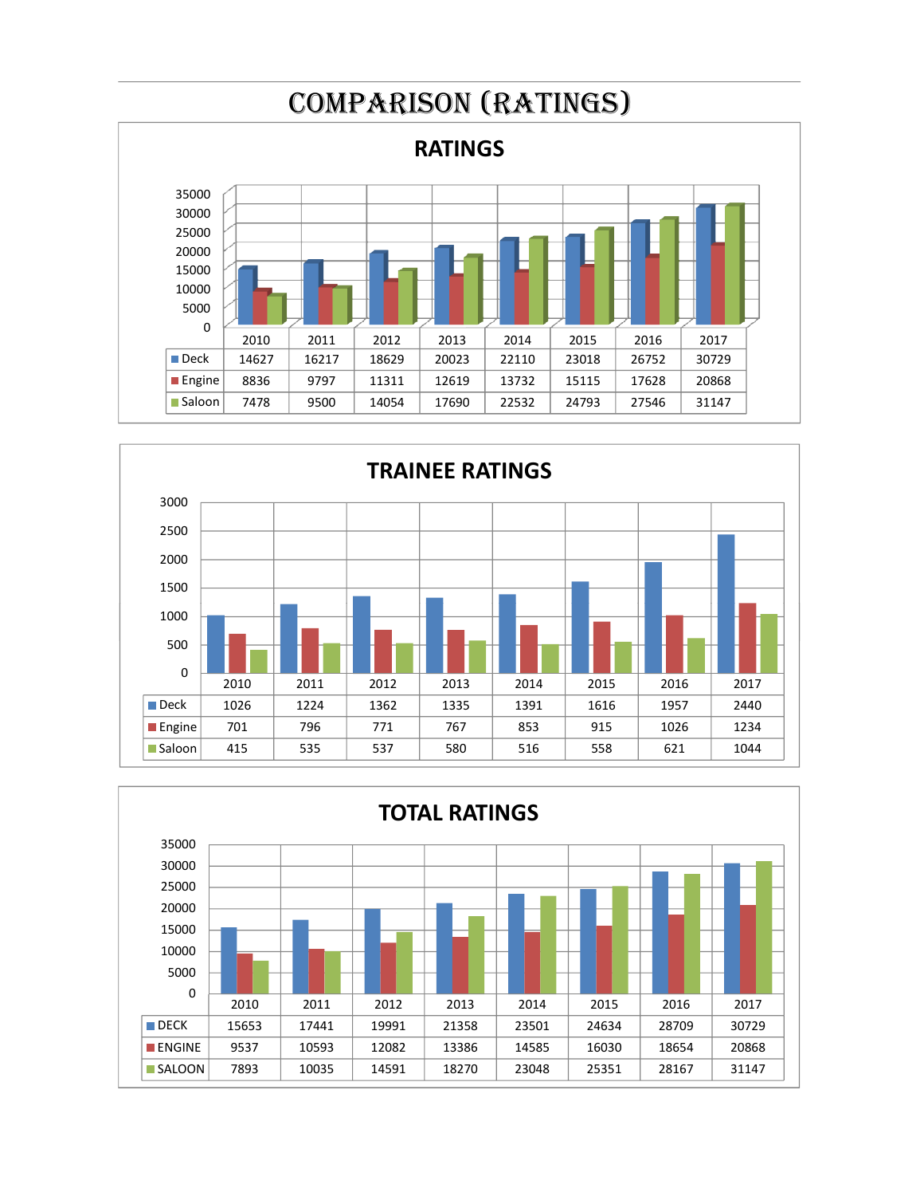# COMPARISON (RATINGS)

## RATINGS

| | 2010 | 2011 | 2012 | 2013 | 2014 | 2015 | 2016 | 2017 |
|---|---|---|---|---|---|---|---|---|
| Deck | 14627 | 16217 | 18629 | 20023 | 22110 | 23018 | 26752 | 30729 |
| Engine | 8836 | 9797 | 11311 | 12619 | 13732 | 15115 | 17628 | 20868 |
| Saloon | 7478 | 9500 | 14054 | 17690 | 22532 | 24793 | 27546 | 31147 |

## TRAINEE RATINGS

| | 2010 | 2011 | 2012 | 2013 | 2014 | 2015 | 2016 | 2017 |
|---|---|---|---|---|---|---|---|---|
| Deck | 1026 | 1224 | 1362 | 1335 | 1391 | 1616 | 1957 | 2440 |
| Engine | 701 | 796 | 771 | 767 | 853 | 915 | 1026 | 1234 |
| Saloon | 415 | 535 | 537 | 580 | 516 | 558 | 621 | 1044 |

## TOTAL RATINGS

| | 2010 | 2011 | 2012 | 2013 | 2014 | 2015 | 2016 | 2017 |
|---|---|---|---|---|---|---|---|---|
| DECK | 15653 | 17441 | 19991 | 21358 | 23501 | 24634 | 28709 | 30729 |
| ENGINE | 9537 | 10593 | 12082 | 13386 | 14585 | 16030 | 18654 | 20868 |
| SALOON | 7893 | 10035 | 14591 | 18270 | 23048 | 25351 | 28167 | 31147 |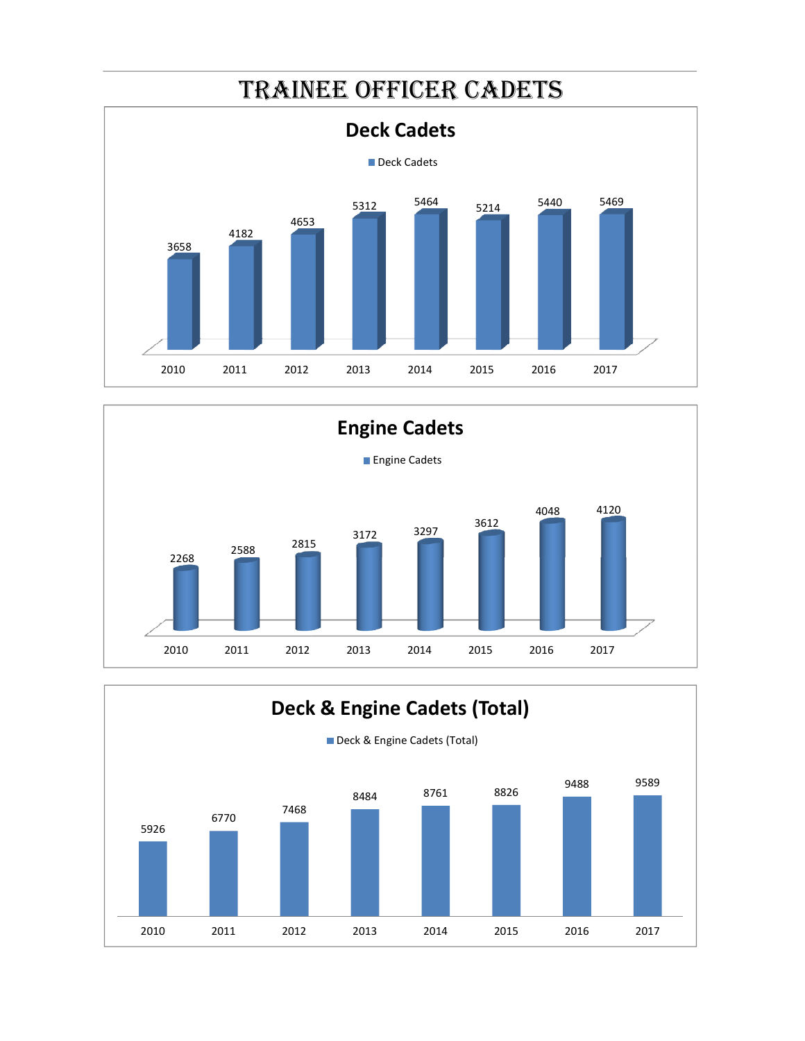# TRAINEE OFFICER CADETS

## Deck Cadets

| Year | Deck Cadets |
|---|---|
| 2010 | 3658 |
| 2011 | 4182 |
| 2012 | 4653 |
| 2013 | 5312 |
| 2014 | 5464 |
| 2015 | 5214 |
| 2016 | 5440 |
| 2017 | 5469 |

## Engine Cadets

| Year | Engine Cadets |
|---|---|
| 2010 | 2268 |
| 2011 | 2588 |
| 2012 | 2815 |
| 2013 | 3172 |
| 2014 | 3297 |
| 2015 | 3612 |
| 2016 | 4048 |
| 2017 | 4120 |

## Deck & Engine Cadets (Total)

| Year | Deck & Engine Cadets (Total) |
|---|---|
| 2010 | 5926 |
| 2011 | 6770 |
| 2012 | 7468 |
| 2013 | 8484 |
| 2014 | 8761 |
| 2015 | 8826 |
| 2016 | 9488 |
| 2017 | 9589 |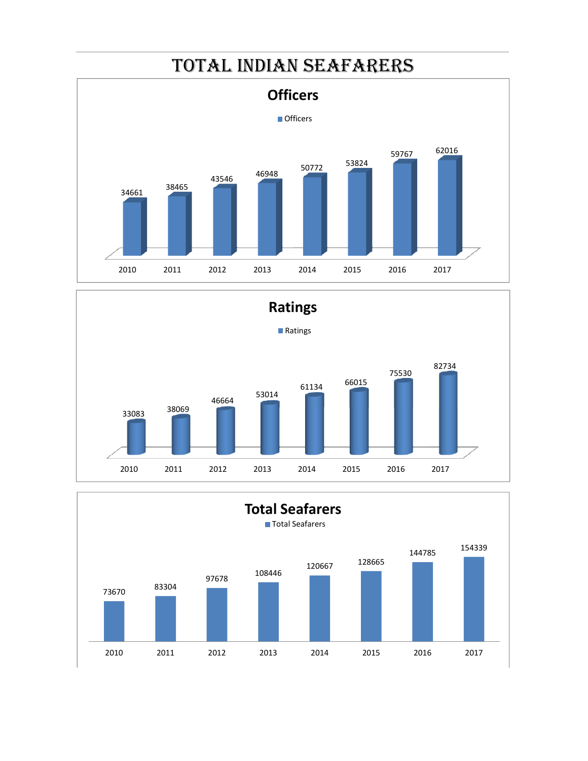# TOTAL INDIAN SEAFARERS

## Officers

Officers

34661
38465
43546
46948
50772
53824
59767
62016

2010
2011
2012
2013
2014
2015
2016
2017

## Ratings

Ratings

33083
38069
46664
53014
61134
66015
75530
82734

2010
2011
2012
2013
2014
2015
2016
2017

## Total Seafarers

Total Seafarers

73670
83304
97678
108446
120667
128665
144785
154339

2010
2011
2012
2013
2014
2015
2016
2017